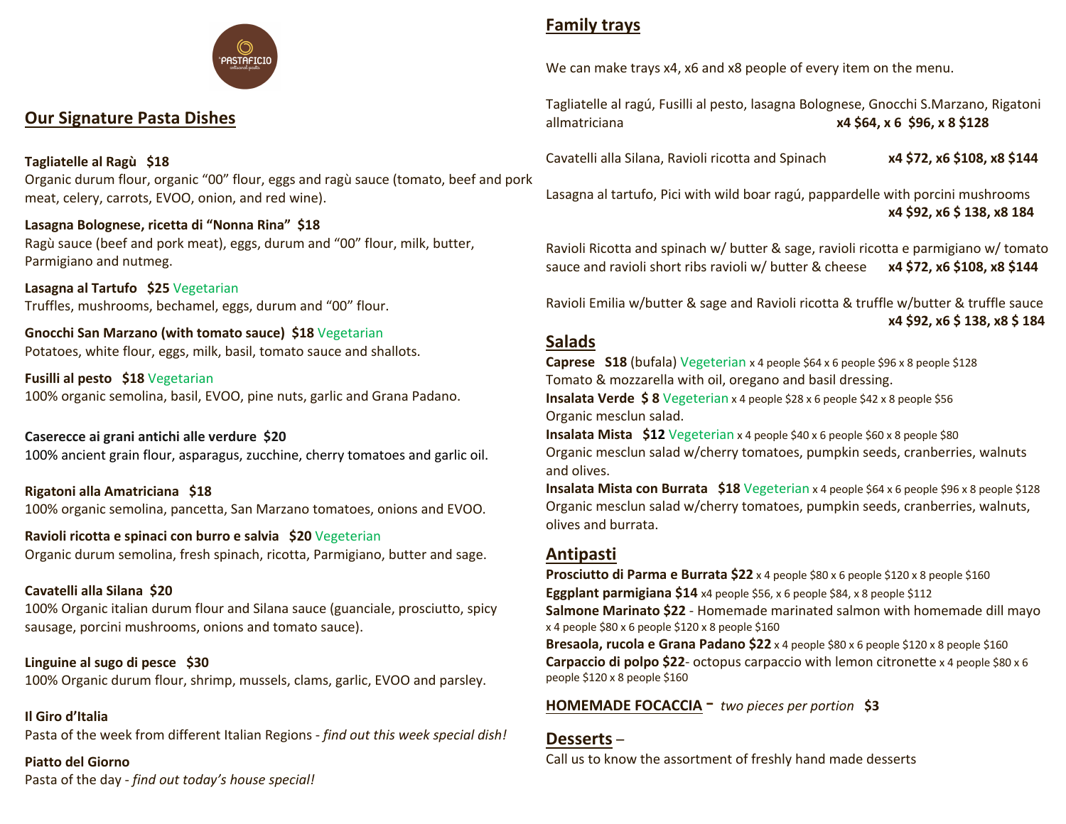'PASTAFICIO

## Our Signature Pasta Dishes

**Tagliatelle al Ragù $18**
Organic durum flour, organic "00" flour, eggs and ragù sauce (tomato, beef and pork meat, celery, carrots, EVOO, onion, and red wine).

**Lasagna Bolognese, ricetta di "Nonna Rina" $18**
Ragù sauce (beef and pork meat), eggs, durum and "00" flour, milk, butter, Parmigiano and nutmeg.

**Lasagna al Tartufo $25** Vegetarian
Truffles, mushrooms, bechamel, eggs, durum and "00" flour.

**Gnocchi San Marzano (with tomato sauce) $18** Vegetarian
Potatoes, white flour, eggs, milk, basil, tomato sauce and shallots.

**Fusilli al pesto $18** Vegetarian
100% organic semolina, basil, EVOO, pine nuts, garlic and Grana Padano.

**Caserecce ai grani antichi alle verdure $20**
100% ancient grain flour, asparagus, zucchine, cherry tomatoes and garlic oil.

**Rigatoni alla Amatriciana $18**
100% organic semolina, pancetta, San Marzano tomatoes, onions and EVOO.

**Ravioli ricotta e spinaci con burro e salvia $20** Vegeterian
Organic durum semolina, fresh spinach, ricotta, Parmigiano, butter and sage.

**Cavatelli alla Silana $20**
100% Organic italian durum flour and Silana sauce (guanciale, prosciutto, spicy sausage, porcini mushrooms, onions and tomato sauce).

**Linguine al sugo di pesce $30**
100% Organic durum flour, shrimp, mussels, clams, garlic, EVOO and parsley.

**Il Giro d'Italia**
Pasta of the week from different Italian Regions - *find out this week special dish!*

**Piatto del Giorno**
Pasta of the day - *find out today's house special!*

## Family trays

We can make trays x4, x6 and x8 people of every item on the menu.

Tagliatelle al ragú, Fusilli al pesto, lasagna Bolognese, Gnocchi S.Marzano, Rigatoni allmatriciana **x4 $64, x 6 $96, x 8 $128**

Cavatelli alla Silana, Ravioli ricotta and Spinach **x4 $72, x6 $108, x8 $144**

Lasagna al tartufo, Pici with wild boar ragú, pappardelle with porcini mushrooms **x4 $92, x6 $ 138, x8 184**

Ravioli Ricotta and spinach w/ butter & sage, ravioli ricotta e parmigiano w/ tomato sauce and ravioli short ribs ravioli w/ butter & cheese **x4 $72, x6 $108, x8 $144**

Ravioli Emilia w/butter & sage and Ravioli ricotta & truffle w/butter & truffle sauce **x4 $92, x6 $ 138, x8 $ 184**

## Salads

**Caprese S18** (bufala) Vegeterian x 4 people $64 x 6 people $96 x 8 people $128
Tomato & mozzarella with oil, oregano and basil dressing.

**Insalata Verde $ 8** Vegeterian x 4 people $28 x 6 people $42 x 8 people $56
Organic mesclun salad.

**Insalata Mista $12** Vegeterian x 4 people $40 x 6 people $60 x 8 people $80
Organic mesclun salad w/cherry tomatoes, pumpkin seeds, cranberries, walnuts and olives.

**Insalata Mista con Burrata $18** Vegeterian x 4 people $64 x 6 people $96 x 8 people $128
Organic mesclun salad w/cherry tomatoes, pumpkin seeds, cranberries, walnuts, olives and burrata.

## Antipasti

**Prosciutto di Parma e Burrata $22** x 4 people $80 x 6 people $120 x 8 people $160
**Eggplant parmigiana $14** x4 people $56, x 6 people $84, x 8 people $112
**Salmone Marinato $22** - Homemade marinated salmon with homemade dill mayo x 4 people $80 x 6 people $120 x 8 people $160
**Bresaola, rucola e Grana Padano $22** x 4 people $80 x 6 people $120 x 8 people $160
**Carpaccio di polpo $22**- octopus carpaccio with lemon citronette x 4 people $80 x 6 people $120 x 8 people $160

**HOMEMADE FOCACCIA** – *two pieces per portion* **$3**

## Desserts –

Call us to know the assortment of freshly hand made desserts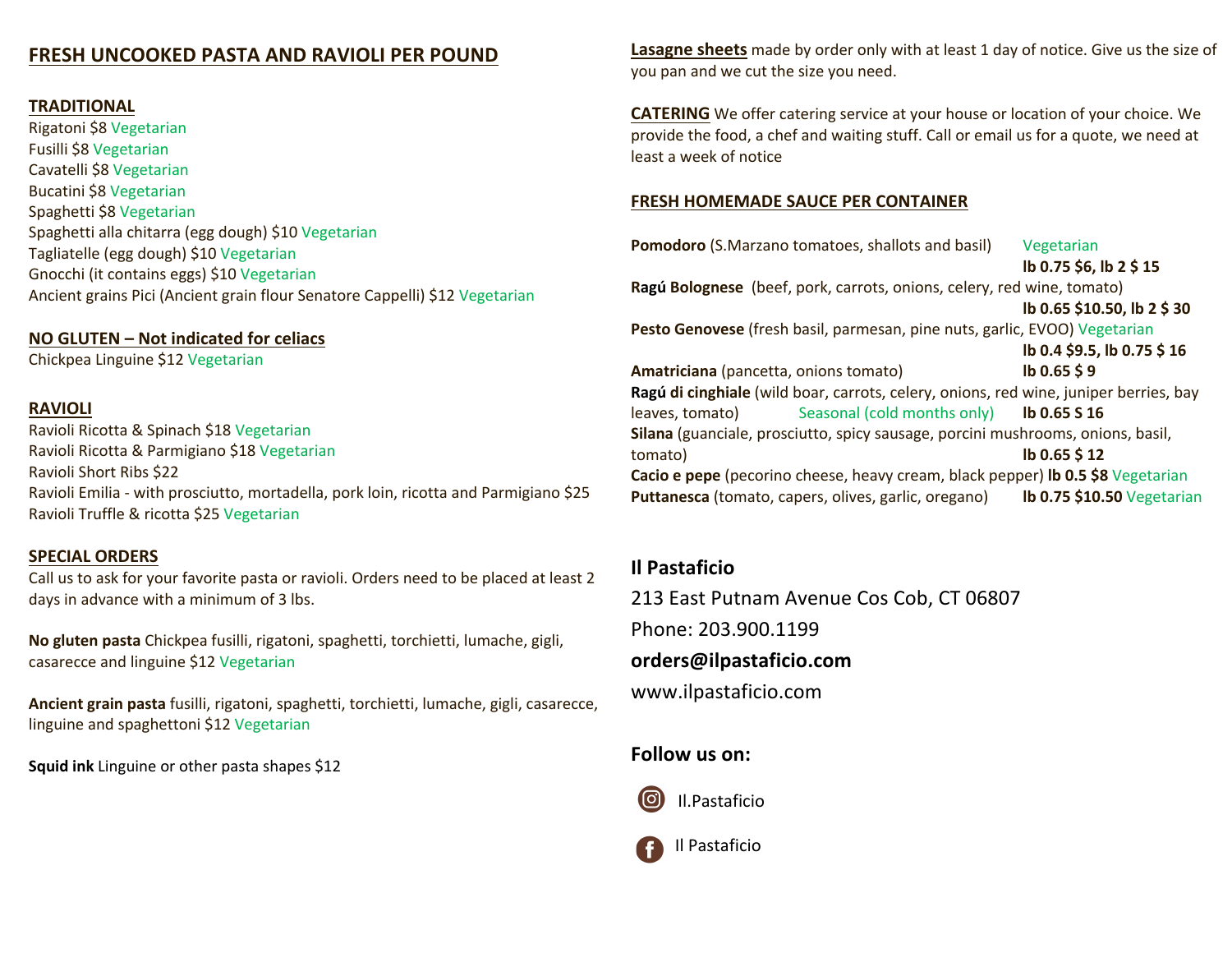## FRESH UNCOOKED PASTA AND RAVIOLI PER POUND

### TRADITIONAL

Rigatoni $8 Vegetarian
Fusilli $8 Vegetarian
Cavatelli $8 Vegetarian
Bucatini $8 Vegetarian
Spaghetti $8 Vegetarian
Spaghetti alla chitarra (egg dough) $10 Vegetarian
Tagliatelle (egg dough) $10 Vegetarian
Gnocchi (it contains eggs) $10 Vegetarian
Ancient grains Pici (Ancient grain flour Senatore Cappelli) $12 Vegetarian

### NO GLUTEN – Not indicated for celiacs

Chickpea Linguine $12 Vegetarian

### RAVIOLI

Ravioli Ricotta & Spinach $18 Vegetarian
Ravioli Ricotta & Parmigiano $18 Vegetarian
Ravioli Short Ribs $22
Ravioli Emilia - with prosciutto, mortadella, pork loin, ricotta and Parmigiano $25
Ravioli Truffle & ricotta $25 Vegetarian

### SPECIAL ORDERS

Call us to ask for your favorite pasta or ravioli. Orders need to be placed at least 2 days in advance with a minimum of 3 lbs.

**No gluten pasta** Chickpea fusilli, rigatoni, spaghetti, torchietti, lumache, gigli, casarecce and linguine $12 Vegetarian

**Ancient grain pasta** fusilli, rigatoni, spaghetti, torchietti, lumache, gigli, casarecce, linguine and spaghettoni $12 Vegetarian

**Squid ink** Linguine or other pasta shapes $12

**Lasagne sheets** made by order only with at least 1 day of notice. Give us the size of you pan and we cut the size you need.

**CATERING** We offer catering service at your house or location of your choice. We provide the food, a chef and waiting stuff. Call or email us for a quote, we need at least a week of notice

### FRESH HOMEMADE SAUCE PER CONTAINER

**Pomodoro** (S.Marzano tomatoes, shallots and basil) Vegetarian **lb 0.75 $6, lb 2 $ 15**
**Ragú Bolognese** (beef, pork, carrots, onions, celery, red wine, tomato) **lb 0.65 $10.50, lb 2 $ 30**
**Pesto Genovese** (fresh basil, parmesan, pine nuts, garlic, EVOO) Vegetarian **lb 0.4 $9.5, lb 0.75 $ 16**
**Amatriciana** (pancetta, onions tomato) **lb 0.65 $ 9**
**Ragú di cinghiale** (wild boar, carrots, celery, onions, red wine, juniper berries, bay leaves, tomato) Seasonal (cold months only) **lb 0.65 S 16**
**Silana** (guanciale, prosciutto, spicy sausage, porcini mushrooms, onions, basil, tomato) **lb 0.65 $ 12**
**Cacio e pepe** (pecorino cheese, heavy cream, black pepper) **lb 0.5 $8** Vegetarian
**Puttanesca** (tomato, capers, olives, garlic, oregano) **lb 0.75 $10.50** Vegetarian

**Il Pastaficio**
213 East Putnam Avenue Cos Cob, CT 06807
Phone: 203.900.1199
**orders@ilpastaficio.com**
www.ilpastaficio.com

**Follow us on:**

Il.Pastaficio

Il Pastaficio